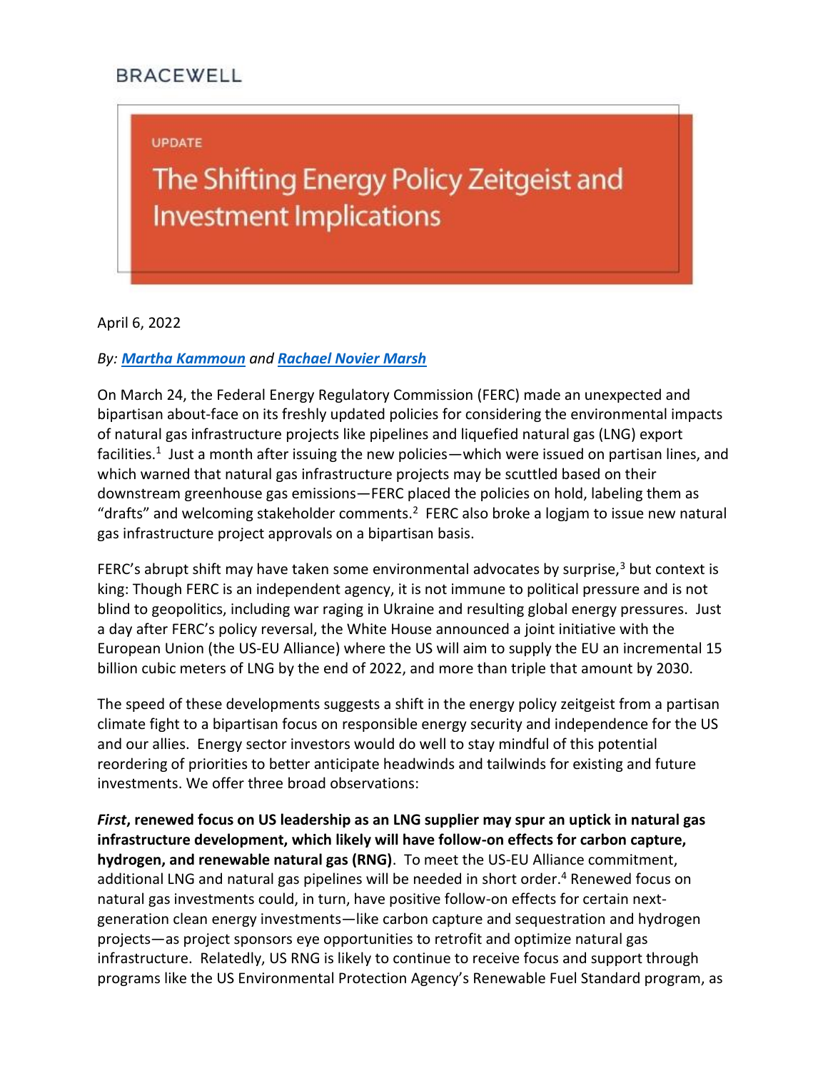BRACEWELL

UPDATE

# The Shifting Energy Policy Zeitgeist and Investment Implications

April 6, 2022

*By: [Martha Kammoun](#) and [Rachael Novier Marsh](#)*

On March 24, the Federal Energy Regulatory Commission (FERC) made an unexpected and bipartisan about-face on its freshly updated policies for considering the environmental impacts of natural gas infrastructure projects like pipelines and liquefied natural gas (LNG) export facilities.[1] Just a month after issuing the new policies—which were issued on partisan lines, and which warned that natural gas infrastructure projects may be scuttled based on their downstream greenhouse gas emissions—FERC placed the policies on hold, labeling them as "drafts" and welcoming stakeholder comments.[2] FERC also broke a logjam to issue new natural gas infrastructure project approvals on a bipartisan basis.

FERC's abrupt shift may have taken some environmental advocates by surprise,[3] but context is king: Though FERC is an independent agency, it is not immune to political pressure and is not blind to geopolitics, including war raging in Ukraine and resulting global energy pressures. Just a day after FERC's policy reversal, the White House announced a joint initiative with the European Union (the US-EU Alliance) where the US will aim to supply the EU an incremental 15 billion cubic meters of LNG by the end of 2022, and more than triple that amount by 2030.

The speed of these developments suggests a shift in the energy policy zeitgeist from a partisan climate fight to a bipartisan focus on responsible energy security and independence for the US and our allies. Energy sector investors would do well to stay mindful of this potential reordering of priorities to better anticipate headwinds and tailwinds for existing and future investments. We offer three broad observations:

***First*, renewed focus on US leadership as an LNG supplier may spur an uptick in natural gas infrastructure development, which likely will have follow-on effects for carbon capture, hydrogen, and renewable natural gas (RNG)**. To meet the US-EU Alliance commitment, additional LNG and natural gas pipelines will be needed in short order.[4] Renewed focus on natural gas investments could, in turn, have positive follow-on effects for certain next-generation clean energy investments—like carbon capture and sequestration and hydrogen projects—as project sponsors eye opportunities to retrofit and optimize natural gas infrastructure. Relatedly, US RNG is likely to continue to receive focus and support through programs like the US Environmental Protection Agency's Renewable Fuel Standard program, as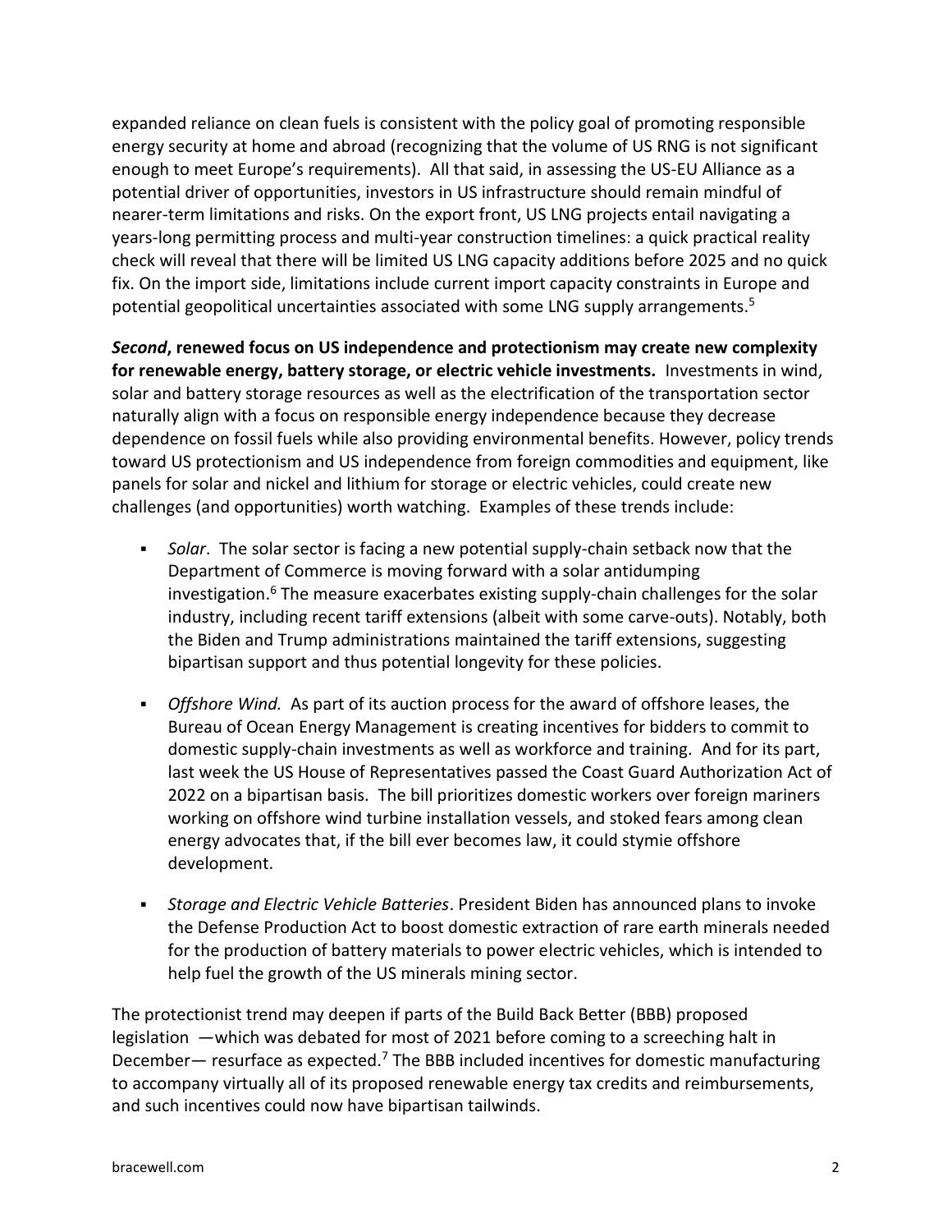expanded reliance on clean fuels is consistent with the policy goal of promoting responsible energy security at home and abroad (recognizing that the volume of US RNG is not significant enough to meet Europe's requirements). All that said, in assessing the US-EU Alliance as a potential driver of opportunities, investors in US infrastructure should remain mindful of nearer-term limitations and risks. On the export front, US LNG projects entail navigating a years-long permitting process and multi-year construction timelines: a quick practical reality check will reveal that there will be limited US LNG capacity additions before 2025 and no quick fix. On the import side, limitations include current import capacity constraints in Europe and potential geopolitical uncertainties associated with some LNG supply arrangements.[5]

***Second*, renewed focus on US independence and protectionism may create new complexity for renewable energy, battery storage, or electric vehicle investments.** Investments in wind, solar and battery storage resources as well as the electrification of the transportation sector naturally align with a focus on responsible energy independence because they decrease dependence on fossil fuels while also providing environmental benefits. However, policy trends toward US protectionism and US independence from foreign commodities and equipment, like panels for solar and nickel and lithium for storage or electric vehicles, could create new challenges (and opportunities) worth watching. Examples of these trends include:

- *Solar*. The solar sector is facing a new potential supply-chain setback now that the Department of Commerce is moving forward with a solar antidumping investigation.[6] The measure exacerbates existing supply-chain challenges for the solar industry, including recent tariff extensions (albeit with some carve-outs). Notably, both the Biden and Trump administrations maintained the tariff extensions, suggesting bipartisan support and thus potential longevity for these policies.

- *Offshore Wind.* As part of its auction process for the award of offshore leases, the Bureau of Ocean Energy Management is creating incentives for bidders to commit to domestic supply-chain investments as well as workforce and training. And for its part, last week the US House of Representatives passed the Coast Guard Authorization Act of 2022 on a bipartisan basis. The bill prioritizes domestic workers over foreign mariners working on offshore wind turbine installation vessels, and stoked fears among clean energy advocates that, if the bill ever becomes law, it could stymie offshore development.

- *Storage and Electric Vehicle Batteries*. President Biden has announced plans to invoke the Defense Production Act to boost domestic extraction of rare earth minerals needed for the production of battery materials to power electric vehicles, which is intended to help fuel the growth of the US minerals mining sector.

The protectionist trend may deepen if parts of the Build Back Better (BBB) proposed legislation —which was debated for most of 2021 before coming to a screeching halt in December— resurface as expected.[7] The BBB included incentives for domestic manufacturing to accompany virtually all of its proposed renewable energy tax credits and reimbursements, and such incentives could now have bipartisan tailwinds.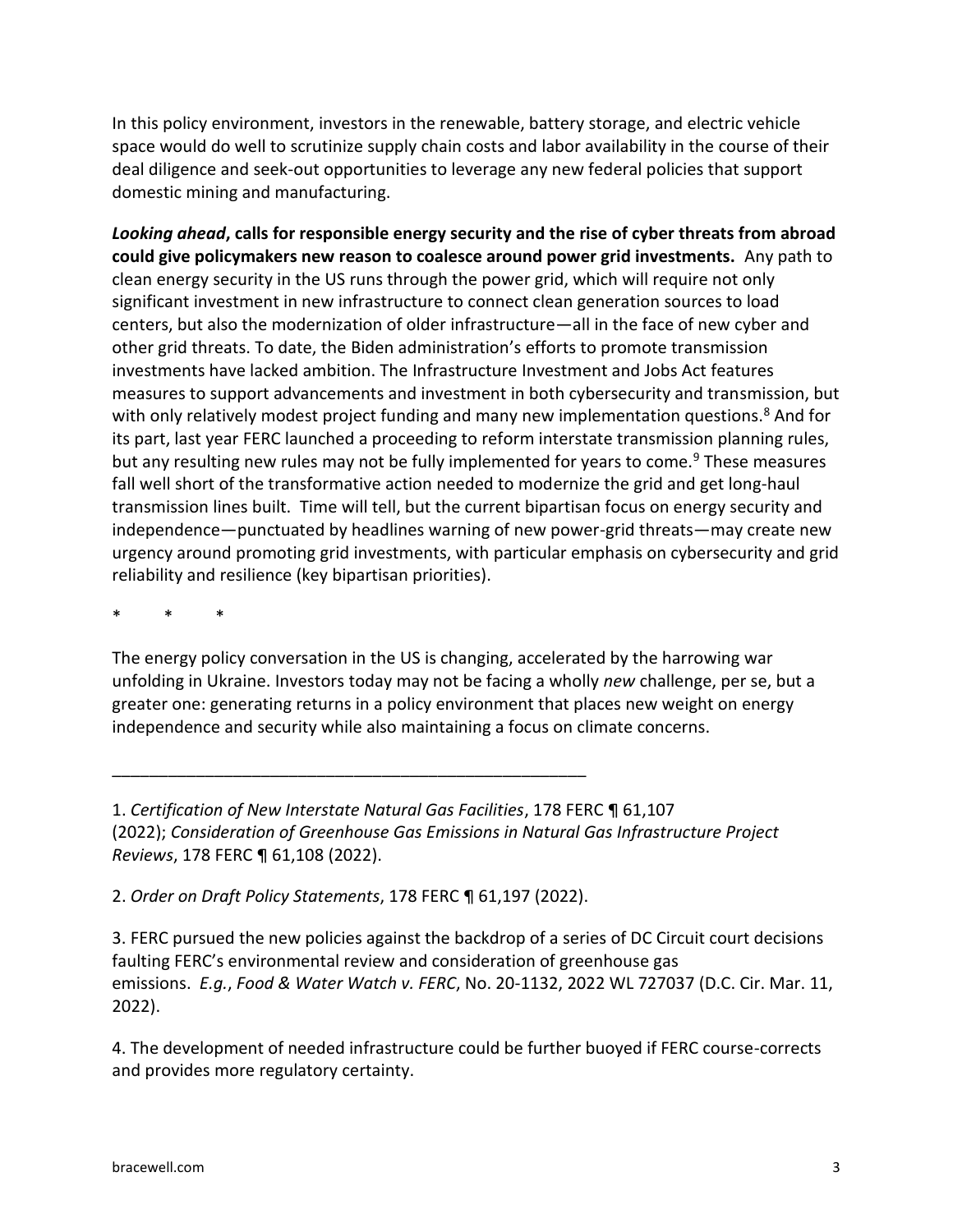In this policy environment, investors in the renewable, battery storage, and electric vehicle space would do well to scrutinize supply chain costs and labor availability in the course of their deal diligence and seek-out opportunities to leverage any new federal policies that support domestic mining and manufacturing.

***Looking ahead*, calls for responsible energy security and the rise of cyber threats from abroad could give policymakers new reason to coalesce around power grid investments.** Any path to clean energy security in the US runs through the power grid, which will require not only significant investment in new infrastructure to connect clean generation sources to load centers, but also the modernization of older infrastructure—all in the face of new cyber and other grid threats. To date, the Biden administration's efforts to promote transmission investments have lacked ambition. The Infrastructure Investment and Jobs Act features measures to support advancements and investment in both cybersecurity and transmission, but with only relatively modest project funding and many new implementation questions.[8] And for its part, last year FERC launched a proceeding to reform interstate transmission planning rules, but any resulting new rules may not be fully implemented for years to come.[9] These measures fall well short of the transformative action needed to modernize the grid and get long-haul transmission lines built. Time will tell, but the current bipartisan focus on energy security and independence—punctuated by headlines warning of new power-grid threats—may create new urgency around promoting grid investments, with particular emphasis on cybersecurity and grid reliability and resilience (key bipartisan priorities).

\*        \*        \*

The energy policy conversation in the US is changing, accelerated by the harrowing war unfolding in Ukraine. Investors today may not be facing a wholly *new* challenge, per se, but a greater one: generating returns in a policy environment that places new weight on energy independence and security while also maintaining a focus on climate concerns.

---

1. *Certification of New Interstate Natural Gas Facilities*, 178 FERC ¶ 61,107 (2022); *Consideration of Greenhouse Gas Emissions in Natural Gas Infrastructure Project Reviews*, 178 FERC ¶ 61,108 (2022).

2. *Order on Draft Policy Statements*, 178 FERC ¶ 61,197 (2022).

3. FERC pursued the new policies against the backdrop of a series of DC Circuit court decisions faulting FERC's environmental review and consideration of greenhouse gas emissions. *E.g.*, *Food & Water Watch v. FERC*, No. 20-1132, 2022 WL 727037 (D.C. Cir. Mar. 11, 2022).

4. The development of needed infrastructure could be further buoyed if FERC course-corrects and provides more regulatory certainty.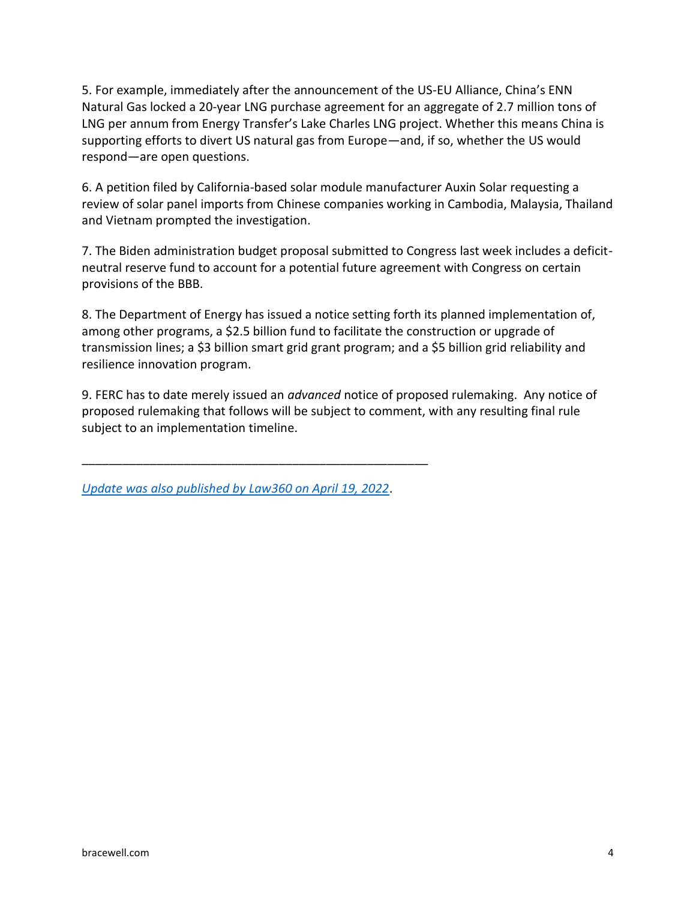5. For example, immediately after the announcement of the US-EU Alliance, China's ENN Natural Gas locked a 20-year LNG purchase agreement for an aggregate of 2.7 million tons of LNG per annum from Energy Transfer's Lake Charles LNG project. Whether this means China is supporting efforts to divert US natural gas from Europe—and, if so, whether the US would respond—are open questions.

6. A petition filed by California-based solar module manufacturer Auxin Solar requesting a review of solar panel imports from Chinese companies working in Cambodia, Malaysia, Thailand and Vietnam prompted the investigation.

7. The Biden administration budget proposal submitted to Congress last week includes a deficit-neutral reserve fund to account for a potential future agreement with Congress on certain provisions of the BBB.

8. The Department of Energy has issued a notice setting forth its planned implementation of, among other programs, a $2.5 billion fund to facilitate the construction or upgrade of transmission lines; a $3 billion smart grid grant program; and a $5 billion grid reliability and resilience innovation program.

9. FERC has to date merely issued an *advanced* notice of proposed rulemaking. Any notice of proposed rulemaking that follows will be subject to comment, with any resulting final rule subject to an implementation timeline.

---

*Update was also published by Law360 on April 19, 2022*.